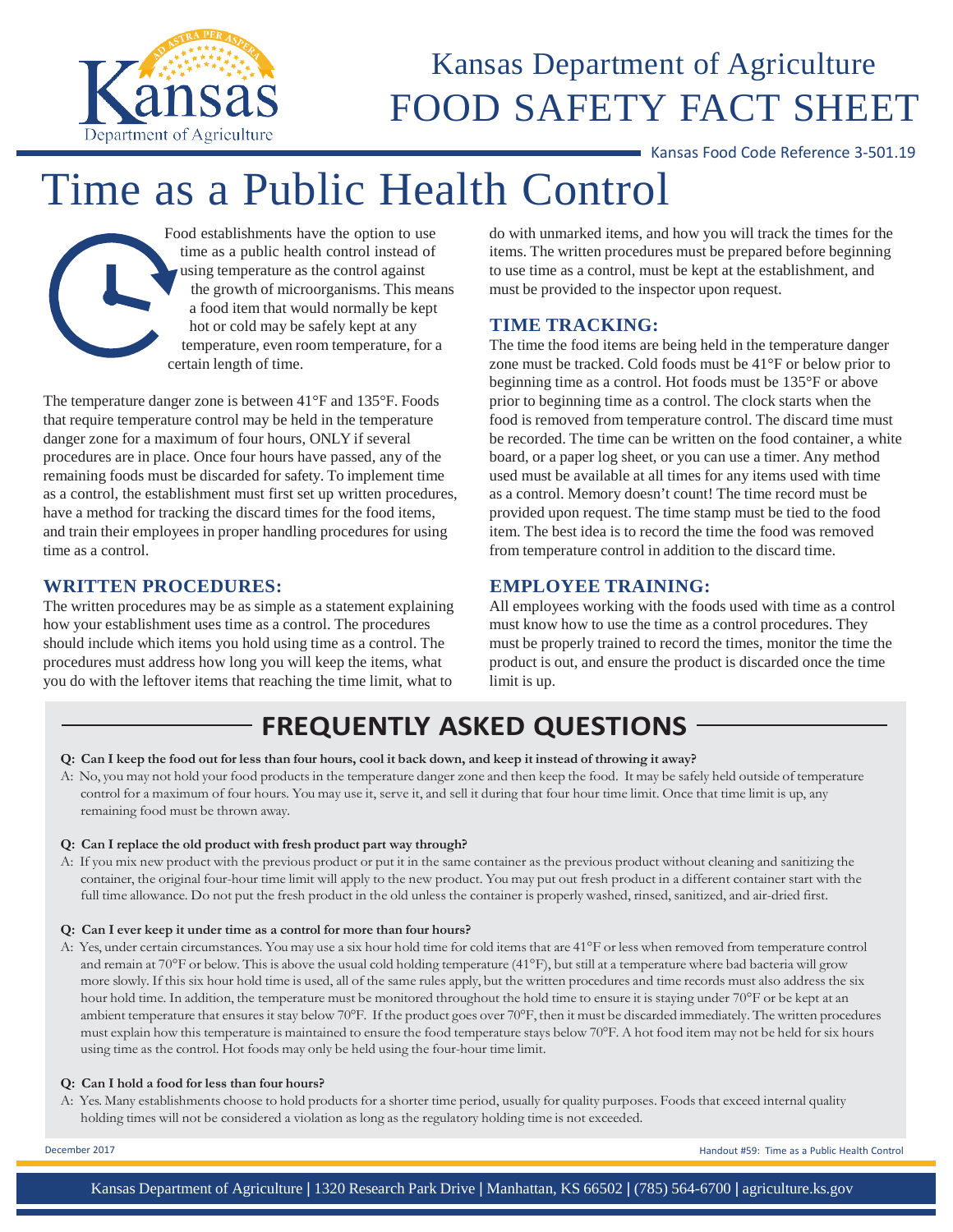Kansas Department of Agriculture
FOOD SAFETY FACT SHEET

Kansas Food Code Reference 3-501.19

# Time as a Public Health Control

Food establishments have the option to use time as a public health control instead of using temperature as the control against the growth of microorganisms. This means a food item that would normally be kept hot or cold may be safely kept at any temperature, even room temperature, for a certain length of time.

The temperature danger zone is between 41°F and 135°F. Foods that require temperature control may be held in the temperature danger zone for a maximum of four hours, ONLY if several procedures are in place. Once four hours have passed, any of the remaining foods must be discarded for safety. To implement time as a control, the establishment must first set up written procedures, have a method for tracking the discard times for the food items, and train their employees in proper handling procedures for using time as a control.

## WRITTEN PROCEDURES:

The written procedures may be as simple as a statement explaining how your establishment uses time as a control. The procedures should include which items you hold using time as a control. The procedures must address how long you will keep the items, what you do with the leftover items that reaching the time limit, what to do with unmarked items, and how you will track the times for the items. The written procedures must be prepared before beginning to use time as a control, must be kept at the establishment, and must be provided to the inspector upon request.

## TIME TRACKING:

The time the food items are being held in the temperature danger zone must be tracked. Cold foods must be 41°F or below prior to beginning time as a control. Hot foods must be 135°F or above prior to beginning time as a control. The clock starts when the food is removed from temperature control. The discard time must be recorded. The time can be written on the food container, a white board, or a paper log sheet, or you can use a timer. Any method used must be available at all times for any items used with time as a control. Memory doesn't count! The time record must be provided upon request. The time stamp must be tied to the food item. The best idea is to record the time the food was removed from temperature control in addition to the discard time.

## EMPLOYEE TRAINING:

All employees working with the foods used with time as a control must know how to use the time as a control procedures. They must be properly trained to record the times, monitor the time the product is out, and ensure the product is discarded once the time limit is up.

## FREQUENTLY ASKED QUESTIONS

**Q: Can I keep the food out for less than four hours, cool it back down, and keep it instead of throwing it away?**

A: No, you may not hold your food products in the temperature danger zone and then keep the food. It may be safely held outside of temperature control for a maximum of four hours. You may use it, serve it, and sell it during that four hour time limit. Once that time limit is up, any remaining food must be thrown away.

**Q: Can I replace the old product with fresh product part way through?**

A: If you mix new product with the previous product or put it in the same container as the previous product without cleaning and sanitizing the container, the original four-hour time limit will apply to the new product. You may put out fresh product in a different container start with the full time allowance. Do not put the fresh product in the old unless the container is properly washed, rinsed, sanitized, and air-dried first.

**Q: Can I ever keep it under time as a control for more than four hours?**

A: Yes, under certain circumstances. You may use a six hour hold time for cold items that are 41°F or less when removed from temperature control and remain at 70°F or below. This is above the usual cold holding temperature (41°F), but still at a temperature where bad bacteria will grow more slowly. If this six hour hold time is used, all of the same rules apply, but the written procedures and time records must also address the six hour hold time. In addition, the temperature must be monitored throughout the hold time to ensure it is staying under 70°F or be kept at an ambient temperature that ensures it stay below 70°F. If the product goes over 70°F, then it must be discarded immediately. The written procedures must explain how this temperature is maintained to ensure the food temperature stays below 70°F. A hot food item may not be held for six hours using time as the control. Hot foods may only be held using the four-hour time limit.

**Q: Can I hold a food for less than four hours?**

A: Yes. Many establishments choose to hold products for a shorter time period, usually for quality purposes. Foods that exceed internal quality holding times will not be considered a violation as long as the regulatory holding time is not exceeded.

December 2017

Handout #59: Time as a Public Health Control

Kansas Department of Agriculture | 1320 Research Park Drive | Manhattan, KS 66502 | (785) 564-6700 | agriculture.ks.gov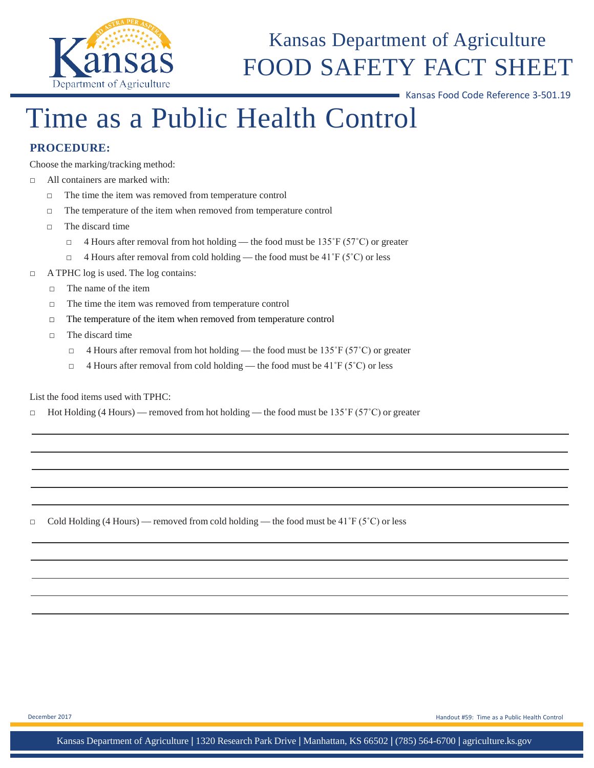# Kansas Department of Agriculture
# FOOD SAFETY FACT SHEET

Kansas Food Code Reference 3-501.19

# Time as a Public Health Control

## PROCEDURE:

Choose the marking/tracking method:

- ☐ All containers are marked with:
  - ☐ The time the item was removed from temperature control
  - ☐ The temperature of the item when removed from temperature control
  - ☐ The discard time
    - ☐ 4 Hours after removal from hot holding — the food must be 135˚F (57˚C) or greater
    - ☐ 4 Hours after removal from cold holding — the food must be 41˚F (5˚C) or less
- ☐ A TPHC log is used. The log contains:
  - ☐ The name of the item
  - ☐ The time the item was removed from temperature control
  - ☐ The temperature of the item when removed from temperature control
  - ☐ The discard time
    - ☐ 4 Hours after removal from hot holding — the food must be 135˚F (57˚C) or greater
    - ☐ 4 Hours after removal from cold holding — the food must be 41˚F (5˚C) or less

List the food items used with TPHC:

- ☐ Hot Holding (4 Hours) — removed from hot holding — the food must be 135˚F (57˚C) or greater

_______________________________________________

_______________________________________________

_______________________________________________

_______________________________________________

_______________________________________________

- ☐ Cold Holding (4 Hours) — removed from cold holding — the food must be 41˚F (5˚C) or less

_______________________________________________

_______________________________________________

_______________________________________________

_______________________________________________

_______________________________________________

December 2017

Handout #59: Time as a Public Health Control

Kansas Department of Agriculture | 1320 Research Park Drive | Manhattan, KS 66502 | (785) 564-6700 | agriculture.ks.gov